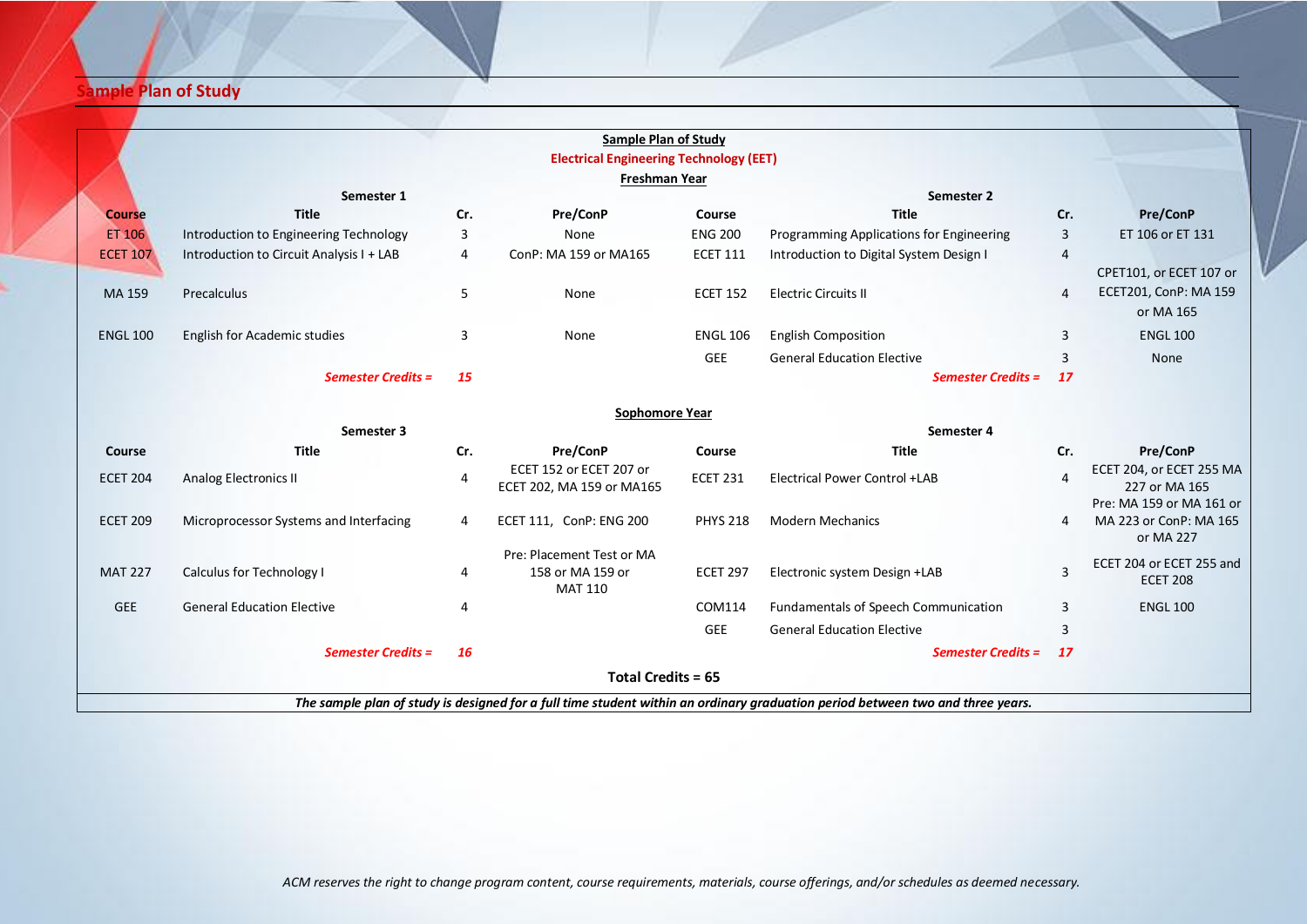## Sample Plan of Study

**Sample Plan of Study**

**Electrical Engineering Technology (EET)**

**Freshman Year**

| Semester 1 | | | | Semester 2 | | | |
|---|---|---|---|---|---|---|---|
| **Course** | **Title** | **Cr.** | **Pre/ConP** | **Course** | **Title** | **Cr.** | **Pre/ConP** |
| ET 106 | Introduction to Engineering Technology | 3 | None | ENG 200 | Programming Applications for Engineering | 3 | ET 106 or ET 131 |
| ECET 107 | Introduction to Circuit Analysis I + LAB | 4 | ConP: MA 159 or MA165 | ECET 111 | Introduction to Digital System Design I | 4 | |
| MA 159 | Precalculus | 5 | None | ECET 152 | Electric Circuits II | 4 | CPET101, or ECET 107 or ECET201, ConP: MA 159 or MA 165 |
| ENGL 100 | English for Academic studies | 3 | None | ENGL 106 | English Composition | 3 | ENGL 100 |
| | | | | GEE | General Education Elective | 3 | None |
| | *Semester Credits =* | *15* | | | *Semester Credits =* | *17* | |

**Sophomore Year**

| Semester 3 | | | | Semester 4 | | | |
|---|---|---|---|---|---|---|---|
| **Course** | **Title** | **Cr.** | **Pre/ConP** | **Course** | **Title** | **Cr.** | **Pre/ConP** |
| ECET 204 | Analog Electronics II | 4 | ECET 152 or ECET 207 or ECET 202, MA 159 or MA165 | ECET 231 | Electrical Power Control +LAB | 4 | ECET 204, or ECET 255 MA 227 or MA 165 |
| ECET 209 | Microprocessor Systems and Interfacing | 4 | ECET 111, ConP: ENG 200 | PHYS 218 | Modern Mechanics | 4 | Pre: MA 159 or MA 161 or MA 223 or ConP: MA 165 or MA 227 |
| MAT 227 | Calculus for Technology I | 4 | Pre: Placement Test or MA 158 or MA 159 or MAT 110 | ECET 297 | Electronic system Design +LAB | 3 | ECET 204 or ECET 255 and ECET 208 |
| GEE | General Education Elective | 4 | | COM114 | Fundamentals of Speech Communication | 3 | ENGL 100 |
| | | | | GEE | General Education Elective | 3 | |
| | *Semester Credits =* | *16* | | | *Semester Credits =* | *17* | |

**Total Credits = 65**

***The sample plan of study is designed for a full time student within an ordinary graduation period between two and three years.***

*ACM reserves the right to change program content, course requirements, materials, course offerings, and/or schedules as deemed necessary.*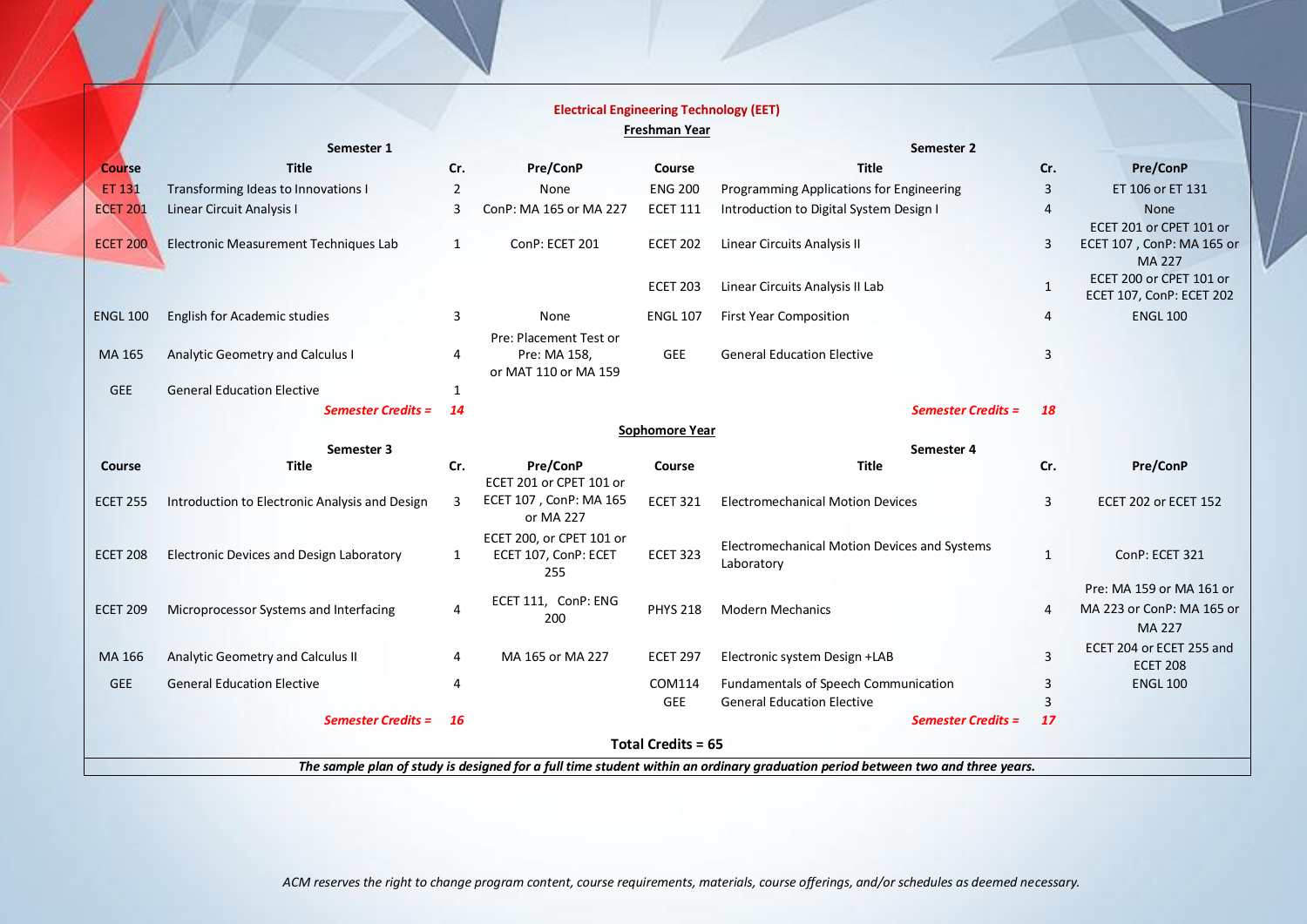# Electrical Engineering Technology (EET)

## Freshman Year

| Semester 1 | | | | Semester 2 | | | |
|---|---|---|---|---|---|---|---|
| **Course** | **Title** | **Cr.** | **Pre/ConP** | **Course** | **Title** | **Cr.** | **Pre/ConP** |
| ET 131 | Transforming Ideas to Innovations I | 2 | None | ENG 200 | Programming Applications for Engineering | 3 | ET 106 or ET 131 |
| ECET 201 | Linear Circuit Analysis I | 3 | ConP: MA 165 or MA 227 | ECET 111 | Introduction to Digital System Design I | 4 | None |
| ECET 200 | Electronic Measurement Techniques Lab | 1 | ConP: ECET 201 | ECET 202 | Linear Circuits Analysis II | 3 | ECET 201 or CPET 101 or ECET 107 , ConP: MA 165 or MA 227 |
| | | | | ECET 203 | Linear Circuits Analysis II Lab | 1 | ECET 200 or CPET 101 or ECET 107, ConP: ECET 202 |
| ENGL 100 | English for Academic studies | 3 | None | ENGL 107 | First Year Composition | 4 | ENGL 100 |
| MA 165 | Analytic Geometry and Calculus I | 4 | Pre: Placement Test or Pre: MA 158, or MAT 110 or MA 159 | GEE | General Education Elective | 3 | |
| GEE | General Education Elective | 1 | | | | | |
| | ***Semester Credits =*** | ***14*** | | | ***Semester Credits =*** | ***18*** | |

## Sophomore Year

| Semester 3 | | | | Semester 4 | | | |
|---|---|---|---|---|---|---|---|
| **Course** | **Title** | **Cr.** | **Pre/ConP** | **Course** | **Title** | **Cr.** | **Pre/ConP** |
| ECET 255 | Introduction to Electronic Analysis and Design | 3 | ECET 201 or CPET 101 or ECET 107 , ConP: MA 165 or MA 227 | ECET 321 | Electromechanical Motion Devices | 3 | ECET 202 or ECET 152 |
| ECET 208 | Electronic Devices and Design Laboratory | 1 | ECET 200, or CPET 101 or ECET 107, ConP: ECET 255 | ECET 323 | Electromechanical Motion Devices and Systems Laboratory | 1 | ConP: ECET 321 |
| ECET 209 | Microprocessor Systems and Interfacing | 4 | ECET 111, ConP: ENG 200 | PHYS 218 | Modern Mechanics | 4 | Pre: MA 159 or MA 161 or MA 223 or ConP: MA 165 or MA 227 |
| MA 166 | Analytic Geometry and Calculus II | 4 | MA 165 or MA 227 | ECET 297 | Electronic system Design +LAB | 3 | ECET 204 or ECET 255 and ECET 208 |
| GEE | General Education Elective | 4 | | COM114 | Fundamentals of Speech Communication | 3 | ENGL 100 |
| | | | | GEE | General Education Elective | 3 | |
| | ***Semester Credits =*** | ***16*** | | | ***Semester Credits =*** | ***17*** | |

**Total Credits = 65**

***The sample plan of study is designed for a full time student within an ordinary graduation period between two and three years.***

*ACM reserves the right to change program content, course requirements, materials, course offerings, and/or schedules as deemed necessary.*